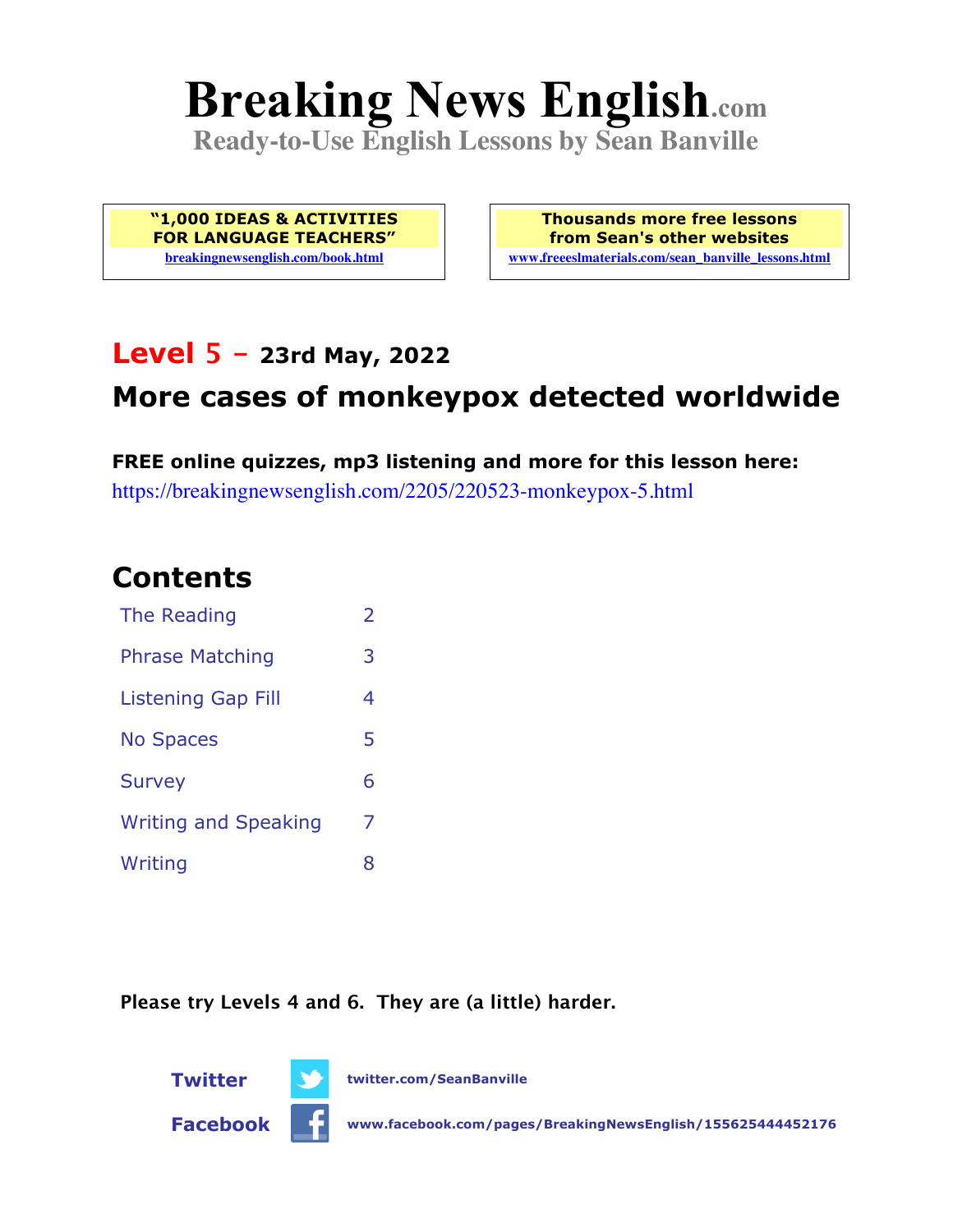# Breaking News English.com

**Ready-to-Use English Lessons by Sean Banville**

**"1,000 IDEAS & ACTIVITIES FOR LANGUAGE TEACHERS"**
breakingnewsenglish.com/book.html

**Thousands more free lessons from Sean's other websites**
www.freeeslmaterials.com/sean_banville_lessons.html

## Level 5 – 23rd May, 2022

## More cases of monkeypox detected worldwide

**FREE online quizzes, mp3 listening and more for this lesson here:**
https://breakingnewsenglish.com/2205/220523-monkeypox-5.html

## Contents

| | |
|---|---|
| The Reading | 2 |
| Phrase Matching | 3 |
| Listening Gap Fill | 4 |
| No Spaces | 5 |
| Survey | 6 |
| Writing and Speaking | 7 |
| Writing | 8 |

**Please try Levels 4 and 6. They are (a little) harder.**

**Twitter** twitter.com/SeanBanville

**Facebook** www.facebook.com/pages/BreakingNewsEnglish/155625444452176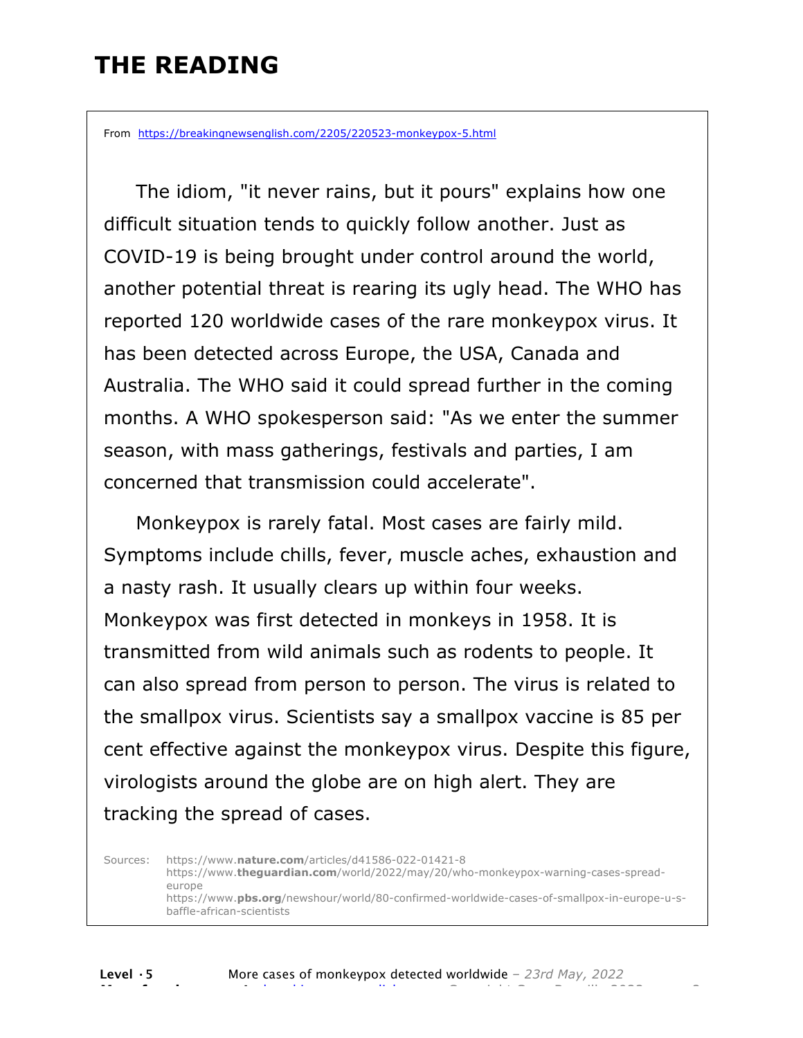# THE READING

From https://breakingnewsenglish.com/2205/220523-monkeypox-5.html

The idiom, "it never rains, but it pours" explains how one difficult situation tends to quickly follow another. Just as COVID-19 is being brought under control around the world, another potential threat is rearing its ugly head. The WHO has reported 120 worldwide cases of the rare monkeypox virus. It has been detected across Europe, the USA, Canada and Australia. The WHO said it could spread further in the coming months. A WHO spokesperson said: "As we enter the summer season, with mass gatherings, festivals and parties, I am concerned that transmission could accelerate".

Monkeypox is rarely fatal. Most cases are fairly mild. Symptoms include chills, fever, muscle aches, exhaustion and a nasty rash. It usually clears up within four weeks. Monkeypox was first detected in monkeys in 1958. It is transmitted from wild animals such as rodents to people. It can also spread from person to person. The virus is related to the smallpox virus. Scientists say a smallpox vaccine is 85 per cent effective against the monkeypox virus. Despite this figure, virologists around the globe are on high alert. They are tracking the spread of cases.

Sources: https://www.nature.com/articles/d41586-022-01421-8
https://www.theguardian.com/world/2022/may/20/who-monkeypox-warning-cases-spread-europe
https://www.pbs.org/newshour/world/80-confirmed-worldwide-cases-of-smallpox-in-europe-u-s-baffle-african-scientists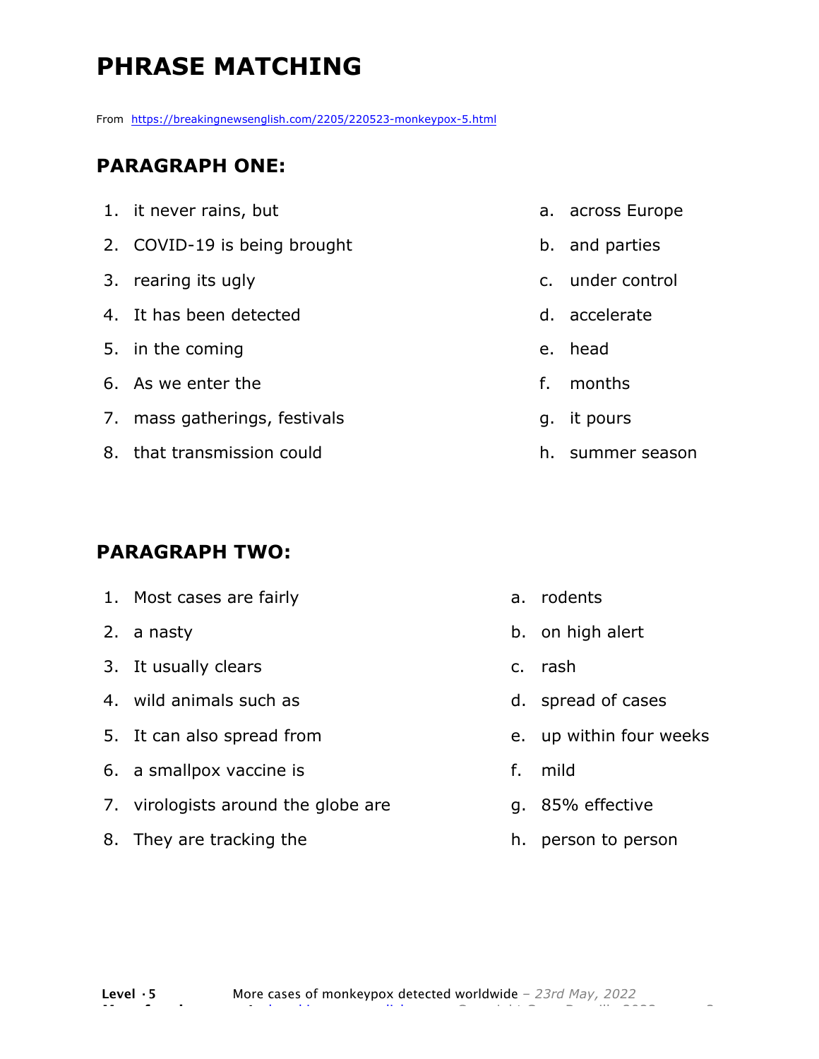# PHRASE MATCHING

From https://breakingnewsenglish.com/2205/220523-monkeypox-5.html

## PARAGRAPH ONE:

1. it never rains, but
2. COVID-19 is being brought
3. rearing its ugly
4. It has been detected
5. in the coming
6. As we enter the
7. mass gatherings, festivals
8. that transmission could

a. across Europe
b. and parties
c. under control
d. accelerate
e. head
f. months
g. it pours
h. summer season

## PARAGRAPH TWO:

1. Most cases are fairly
2. a nasty
3. It usually clears
4. wild animals such as
5. It can also spread from
6. a smallpox vaccine is
7. virologists around the globe are
8. They are tracking the

a. rodents
b. on high alert
c. rash
d. spread of cases
e. up within four weeks
f. mild
g. 85% effective
h. person to person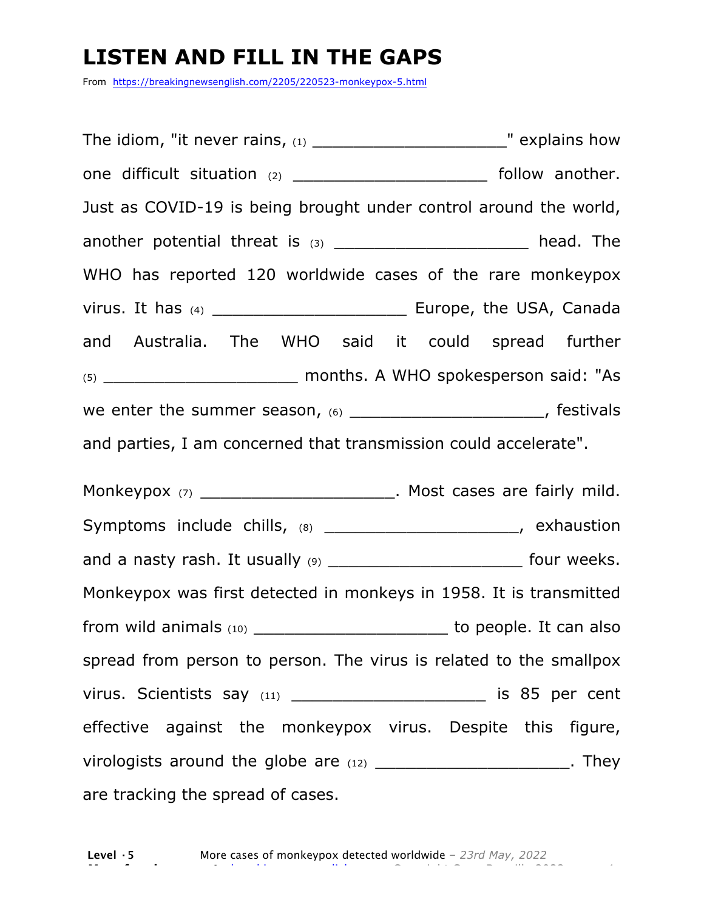# LISTEN AND FILL IN THE GAPS

From https://breakingnewsenglish.com/2205/220523-monkeypox-5.html

The idiom, "it never rains, (1) ____________________" explains how one difficult situation (2) ____________________ follow another. Just as COVID-19 is being brought under control around the world, another potential threat is (3) ____________________ head. The WHO has reported 120 worldwide cases of the rare monkeypox virus. It has (4) ____________________ Europe, the USA, Canada and Australia. The WHO said it could spread further (5) ____________________ months. A WHO spokesperson said: "As we enter the summer season, (6) ____________________, festivals and parties, I am concerned that transmission could accelerate".

Monkeypox (7) ____________________. Most cases are fairly mild. Symptoms include chills, (8) ____________________, exhaustion and a nasty rash. It usually (9) ____________________ four weeks. Monkeypox was first detected in monkeys in 1958. It is transmitted from wild animals (10) ____________________ to people. It can also spread from person to person. The virus is related to the smallpox virus. Scientists say (11) ____________________ is 85 per cent effective against the monkeypox virus. Despite this figure, virologists around the globe are (12) ____________________. They are tracking the spread of cases.

**Level · 5** More cases of monkeypox detected worldwide – *23rd May, 2022*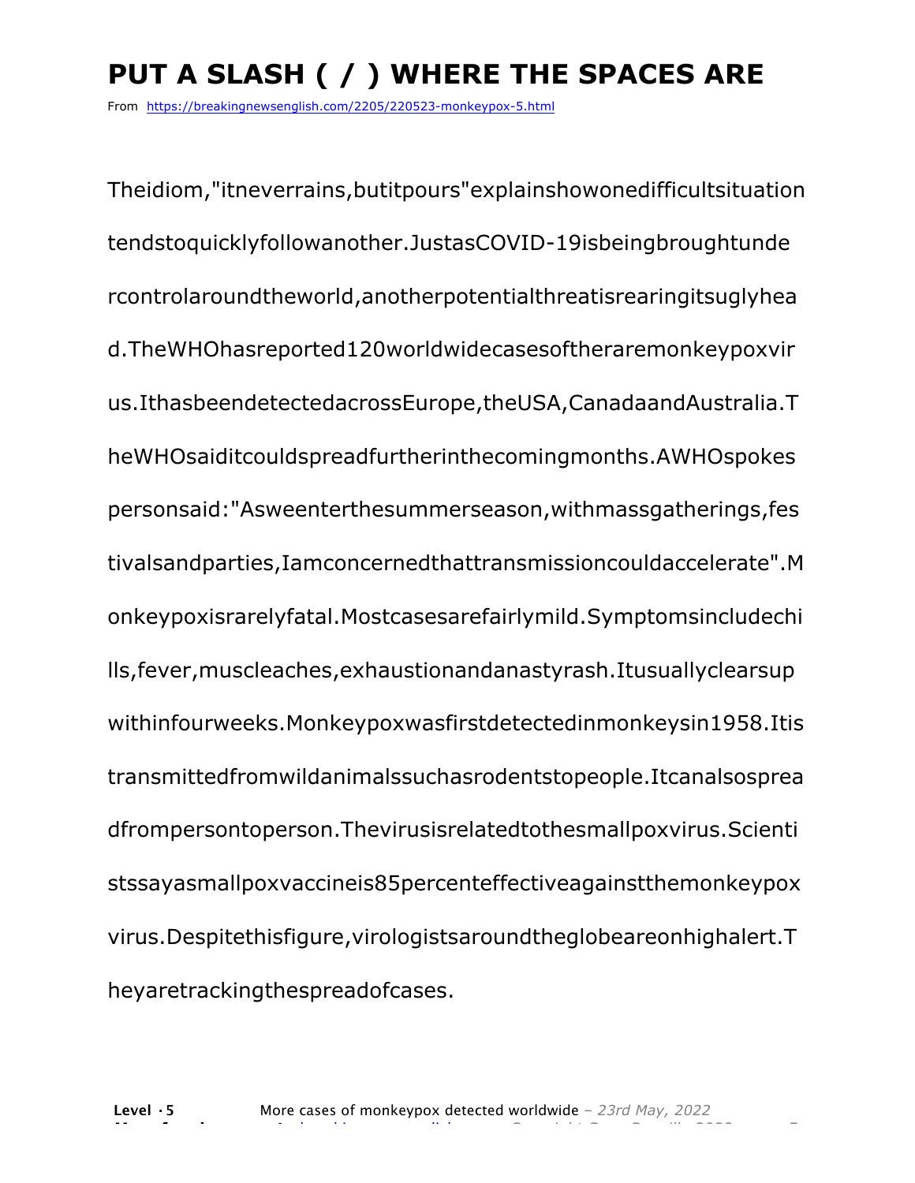# PUT A SLASH ( / ) WHERE THE SPACES ARE

From https://breakingnewsenglish.com/2205/220523-monkeypox-5.html

Theidiom,"itneverrains,butitpours"explainshowonedifficultsituation tendstoquicklyfollowanother.JustasCOVID-19isbeingbroughtunde rcontrolaroundtheworld,anotherpotentialthreatisrearingitsuglyhea d.TheWHOhasreported120worldwidecasesoftheraremonkeypoxvir us.IthasbeendetectedacrossEurope,theUSA,CanadaandAustralia.T heWHOsaiditcouldspreadfurtherinthecomingmonths.AWHOspokes personsaid:"Asweenterthesummerseason,withmassgatherings,fes tivalsandparties,Iamconcernedthattransmissioncouldaccelerate".M onkeypoxisrarelyfatal.Mostcasesarefairlymild.Symptomsincludechi lls,fever,muscleaches,exhaustionandanastyrash.Itusuallyclearsup withinfourweeks.Monkeypoxwasfirstdetectedinmonkeysin1958.Itis transmittedfromwildanimalssuchasrodentstopeople.Itcanalsosprea dfrompersontoperson.Thevirusisrelatedtothesmallpoxvirus.Scienti stssayasmallpoxvaccineis85percenteffectiveagainstthemonkeypox virus.Despitethisfigure,virologistsaroundtheglobeareonhighalert.T heyaretrackingthespreadofcases.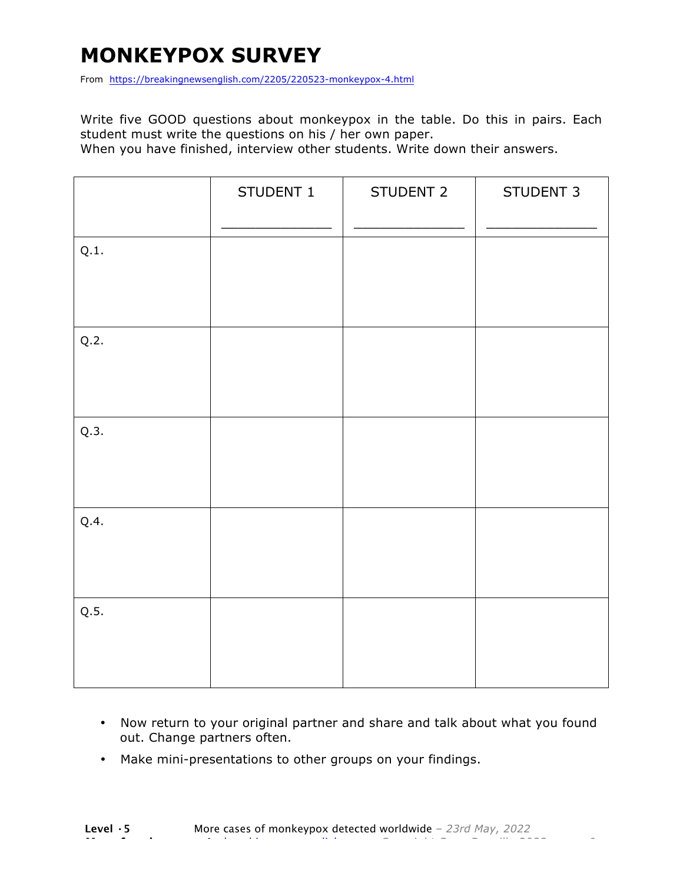# MONKEYPOX SURVEY

From https://breakingnewsenglish.com/2205/220523-monkeypox-4.html

Write five GOOD questions about monkeypox in the table. Do this in pairs. Each student must write the questions on his / her own paper.

When you have finished, interview other students. Write down their answers.

| | STUDENT 1<br>_____________ | STUDENT 2<br>_____________ | STUDENT 3<br>_____________ |
|---|---|---|---|
| Q.1. | | | |
| Q.2. | | | |
| Q.3. | | | |
| Q.4. | | | |
| Q.5. | | | |

- Now return to your original partner and share and talk about what you found out. Change partners often.
- Make mini-presentations to other groups on your findings.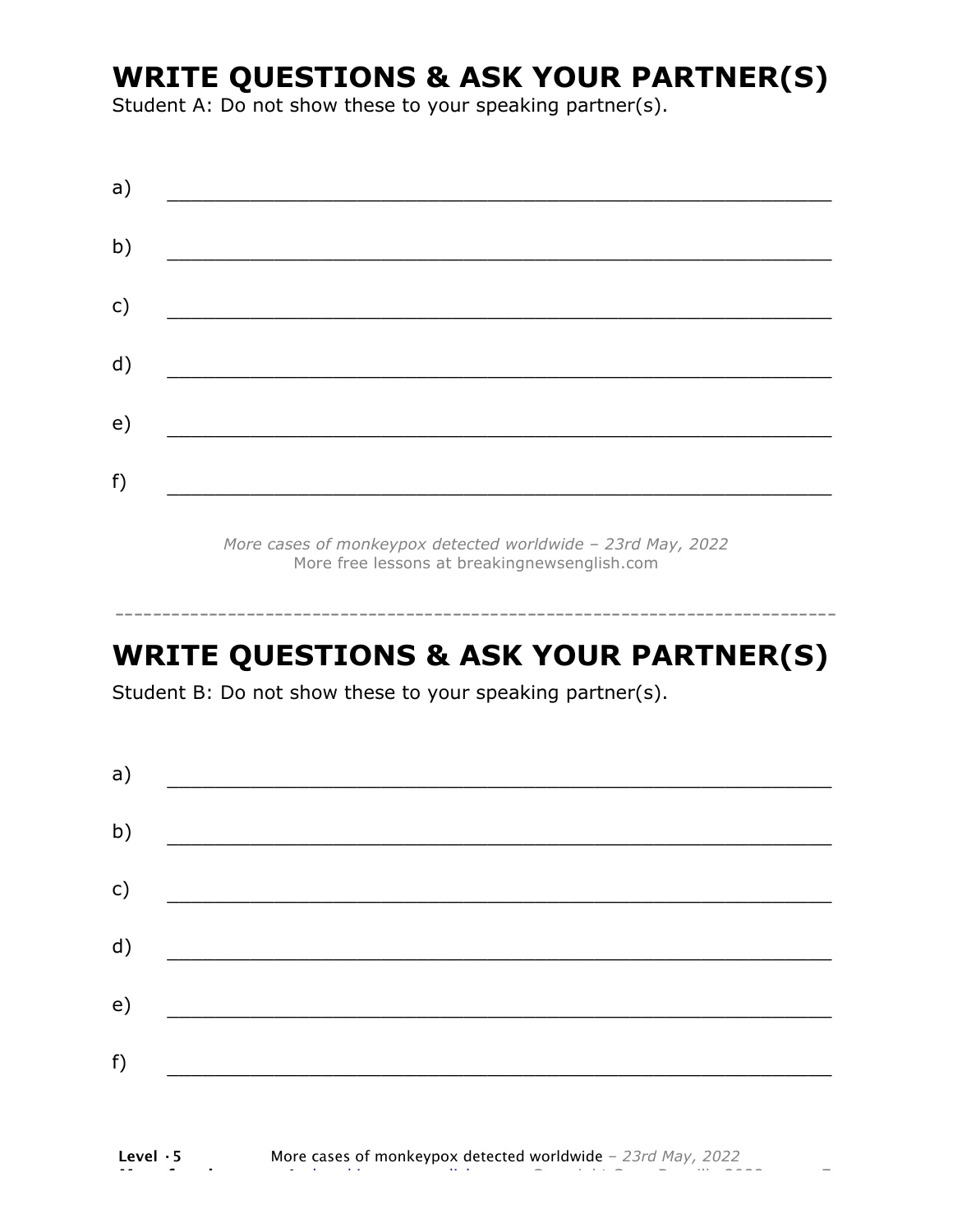# WRITE QUESTIONS & ASK YOUR PARTNER(S)

Student A: Do not show these to your speaking partner(s).

a) ___________________________________________________________

b) ___________________________________________________________

c) ___________________________________________________________

d) ___________________________________________________________

e) ___________________________________________________________

f) ___________________________________________________________

*More cases of monkeypox detected worldwide – 23rd May, 2022*
More free lessons at breakingnewsenglish.com

---

# WRITE QUESTIONS & ASK YOUR PARTNER(S)

Student B: Do not show these to your speaking partner(s).

a) ___________________________________________________________

b) ___________________________________________________________

c) ___________________________________________________________

d) ___________________________________________________________

e) ___________________________________________________________

f) ___________________________________________________________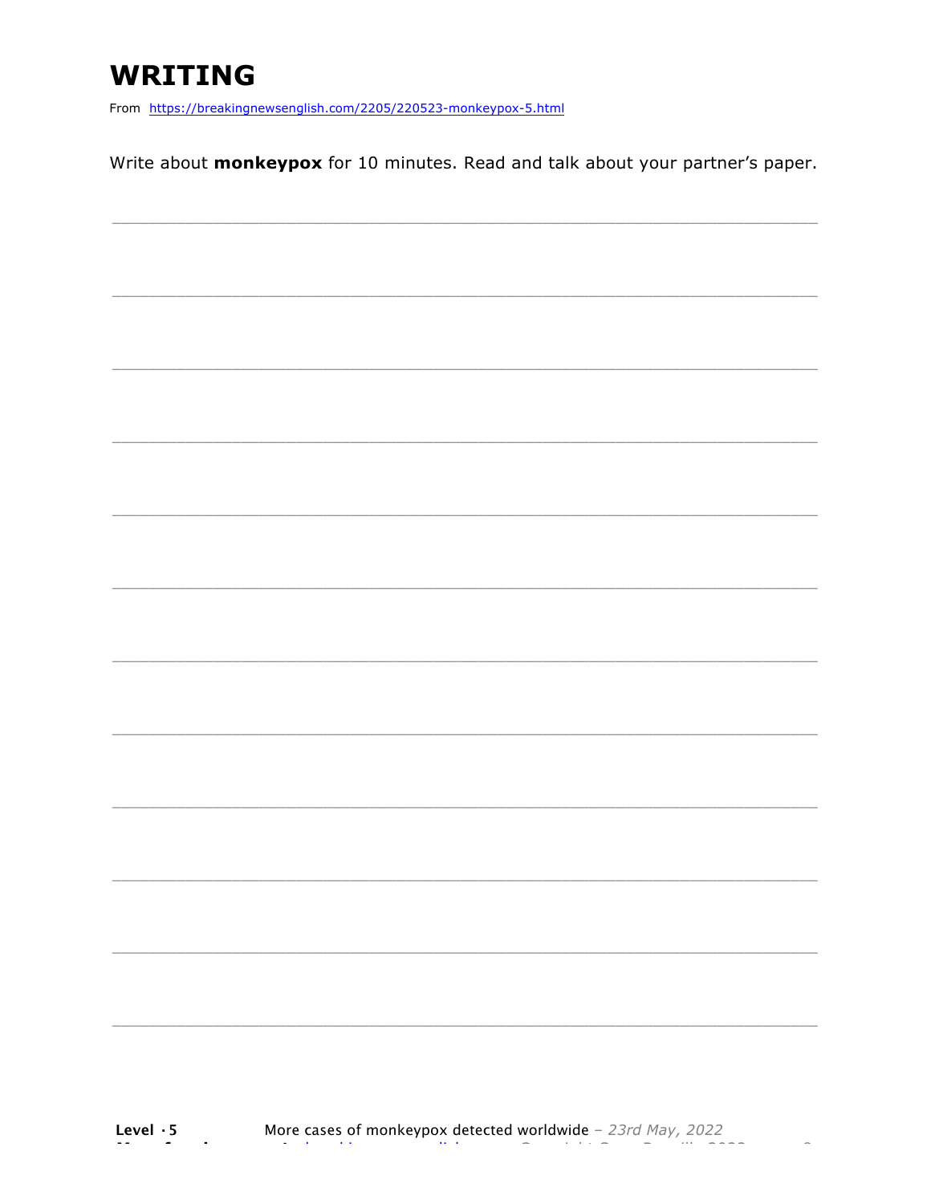# WRITING

From https://breakingnewsenglish.com/2205/220523-monkeypox-5.html

Write about **monkeypox** for 10 minutes. Read and talk about your partner's paper.